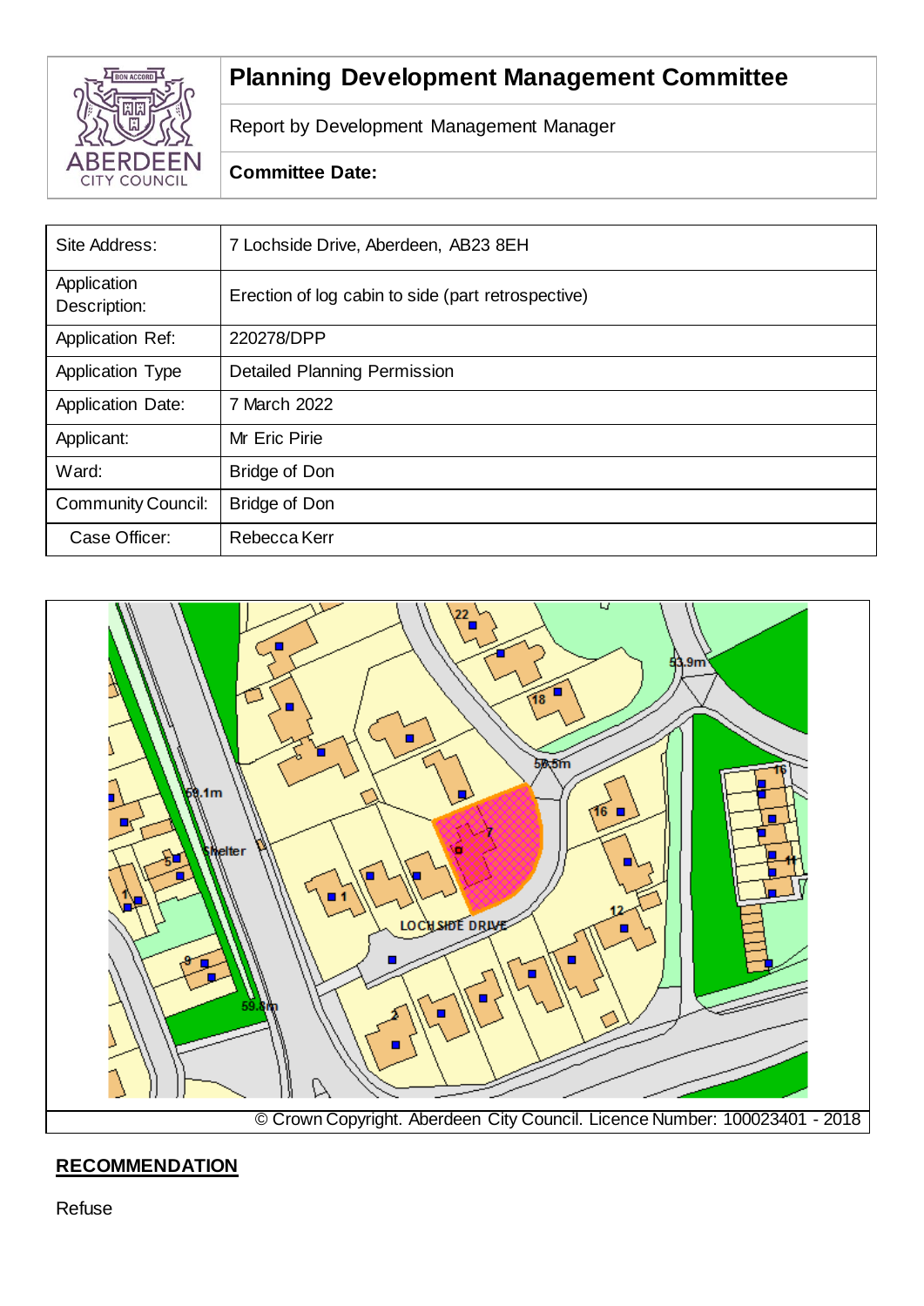ABERDEEN CITY COUNCIL

| **Planning Development Management Committee** |
| --- |
| Report by Development Management Manager |
| **Committee Date:** |

| Site Address: | 7 Lochside Drive, Aberdeen, AB23 8EH |
| --- | --- |
| Application Description: | Erection of log cabin to side (part retrospective) |
| Application Ref: | 220278/DPP |
| Application Type | Detailed Planning Permission |
| Application Date: | 7 March 2022 |
| Applicant: | Mr Eric Pirie |
| Ward: | Bridge of Don |
| Community Council: | Bridge of Don |
| Case Officer: | Rebecca Kerr |

© Crown Copyright. Aberdeen City Council. Licence Number: 100023401 - 2018

## RECOMMENDATION

Refuse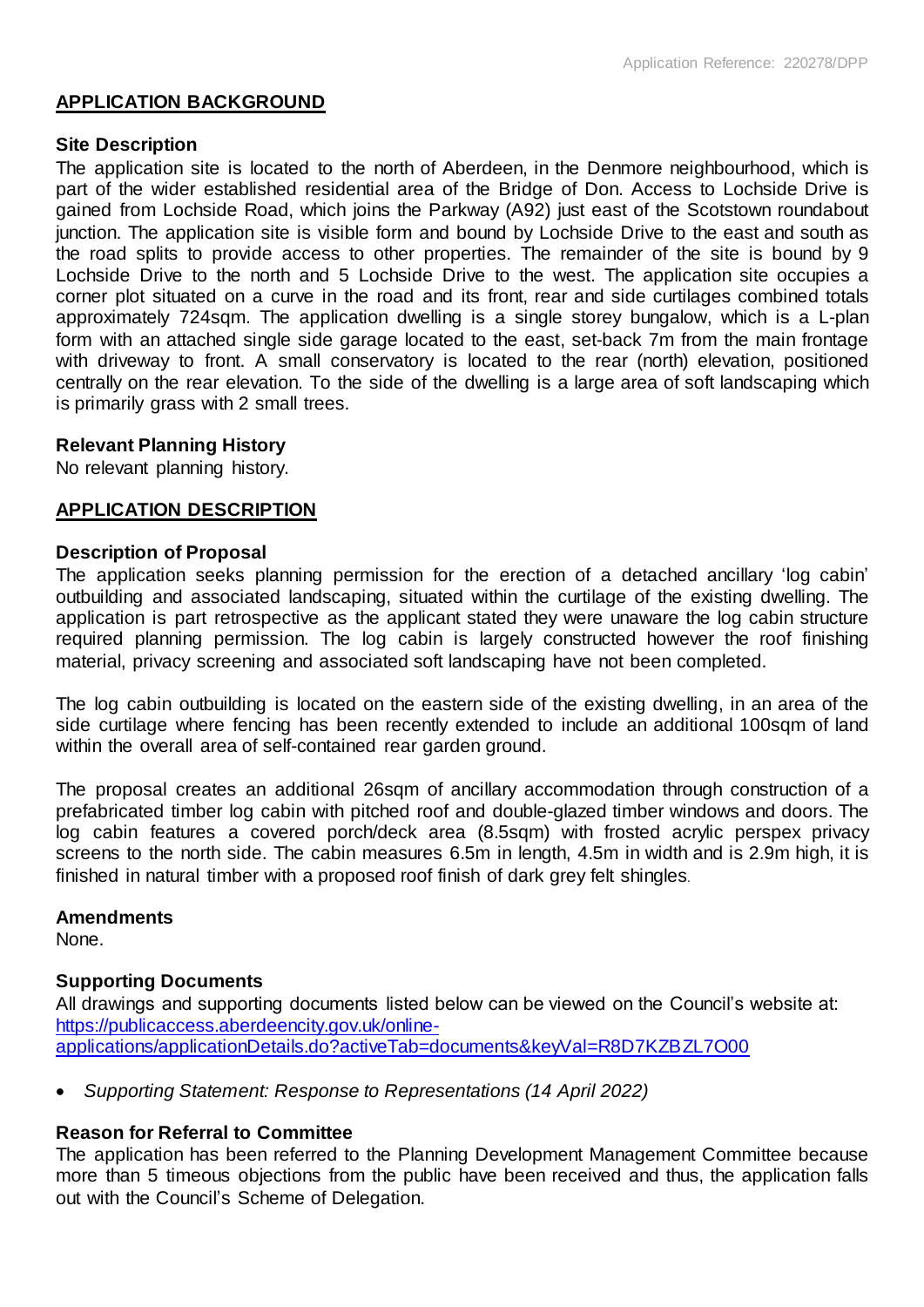## APPLICATION BACKGROUND

### Site Description

The application site is located to the north of Aberdeen, in the Denmore neighbourhood, which is part of the wider established residential area of the Bridge of Don. Access to Lochside Drive is gained from Lochside Road, which joins the Parkway (A92) just east of the Scotstown roundabout junction. The application site is visible form and bound by Lochside Drive to the east and south as the road splits to provide access to other properties. The remainder of the site is bound by 9 Lochside Drive to the north and 5 Lochside Drive to the west. The application site occupies a corner plot situated on a curve in the road and its front, rear and side curtilages combined totals approximately 724sqm. The application dwelling is a single storey bungalow, which is a L-plan form with an attached single side garage located to the east, set-back 7m from the main frontage with driveway to front. A small conservatory is located to the rear (north) elevation, positioned centrally on the rear elevation. To the side of the dwelling is a large area of soft landscaping which is primarily grass with 2 small trees.

### Relevant Planning History

No relevant planning history.

## APPLICATION DESCRIPTION

### Description of Proposal

The application seeks planning permission for the erection of a detached ancillary 'log cabin' outbuilding and associated landscaping, situated within the curtilage of the existing dwelling. The application is part retrospective as the applicant stated they were unaware the log cabin structure required planning permission. The log cabin is largely constructed however the roof finishing material, privacy screening and associated soft landscaping have not been completed.

The log cabin outbuilding is located on the eastern side of the existing dwelling, in an area of the side curtilage where fencing has been recently extended to include an additional 100sqm of land within the overall area of self-contained rear garden ground.

The proposal creates an additional 26sqm of ancillary accommodation through construction of a prefabricated timber log cabin with pitched roof and double-glazed timber windows and doors. The log cabin features a covered porch/deck area (8.5sqm) with frosted acrylic perspex privacy screens to the north side. The cabin measures 6.5m in length, 4.5m in width and is 2.9m high, it is finished in natural timber with a proposed roof finish of dark grey felt shingles.

### Amendments

None.

### Supporting Documents

All drawings and supporting documents listed below can be viewed on the Council's website at: [https://publicaccess.aberdeencity.gov.uk/online-applications/applicationDetails.do?activeTab=documents&keyVal=R8D7KZBZL7O00](https://publicaccess.aberdeencity.gov.uk/online-applications/applicationDetails.do?activeTab=documents&keyVal=R8D7KZBZL7O00)

- *Supporting Statement: Response to Representations (14 April 2022)*

### Reason for Referral to Committee

The application has been referred to the Planning Development Management Committee because more than 5 timeous objections from the public have been received and thus, the application falls out with the Council's Scheme of Delegation.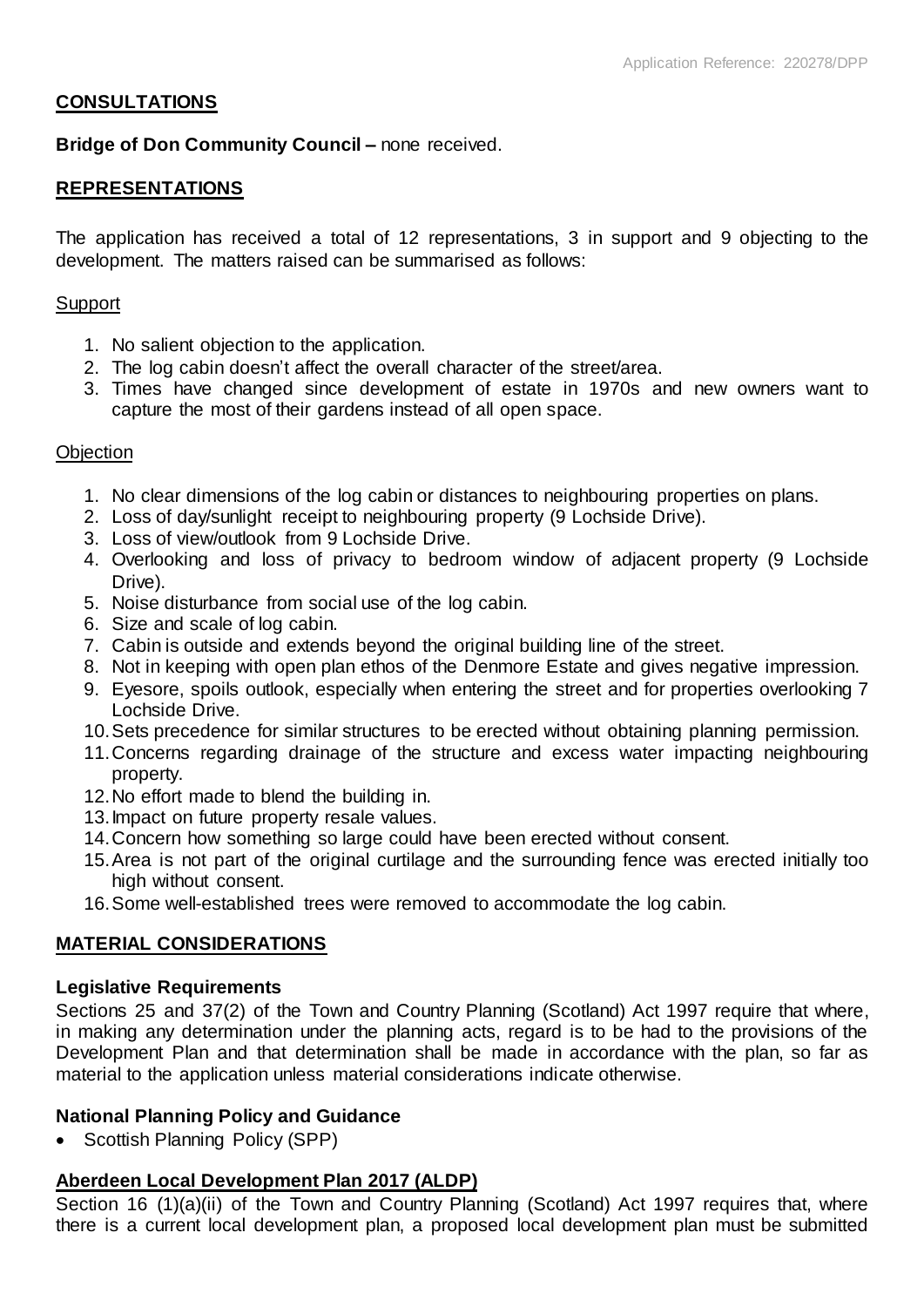## **CONSULTATIONS**

**Bridge of Don Community Council –** none received.

## **REPRESENTATIONS**

The application has received a total of 12 representations, 3 in support and 9 objecting to the development. The matters raised can be summarised as follows:

Support

1. No salient objection to the application.
2. The log cabin doesn't affect the overall character of the street/area.
3. Times have changed since development of estate in 1970s and new owners want to capture the most of their gardens instead of all open space.

Objection

1. No clear dimensions of the log cabin or distances to neighbouring properties on plans.
2. Loss of day/sunlight receipt to neighbouring property (9 Lochside Drive).
3. Loss of view/outlook from 9 Lochside Drive.
4. Overlooking and loss of privacy to bedroom window of adjacent property (9 Lochside Drive).
5. Noise disturbance from social use of the log cabin.
6. Size and scale of log cabin.
7. Cabin is outside and extends beyond the original building line of the street.
8. Not in keeping with open plan ethos of the Denmore Estate and gives negative impression.
9. Eyesore, spoils outlook, especially when entering the street and for properties overlooking 7 Lochside Drive.
10. Sets precedence for similar structures to be erected without obtaining planning permission.
11. Concerns regarding drainage of the structure and excess water impacting neighbouring property.
12. No effort made to blend the building in.
13. Impact on future property resale values.
14. Concern how something so large could have been erected without consent.
15. Area is not part of the original curtilage and the surrounding fence was erected initially too high without consent.
16. Some well-established trees were removed to accommodate the log cabin.

## **MATERIAL CONSIDERATIONS**

### **Legislative Requirements**

Sections 25 and 37(2) of the Town and Country Planning (Scotland) Act 1997 require that where, in making any determination under the planning acts, regard is to be had to the provisions of the Development Plan and that determination shall be made in accordance with the plan, so far as material to the application unless material considerations indicate otherwise.

### **National Planning Policy and Guidance**

- Scottish Planning Policy (SPP)

### **Aberdeen Local Development Plan 2017 (ALDP)**

Section 16 (1)(a)(ii) of the Town and Country Planning (Scotland) Act 1997 requires that, where there is a current local development plan, a proposed local development plan must be submitted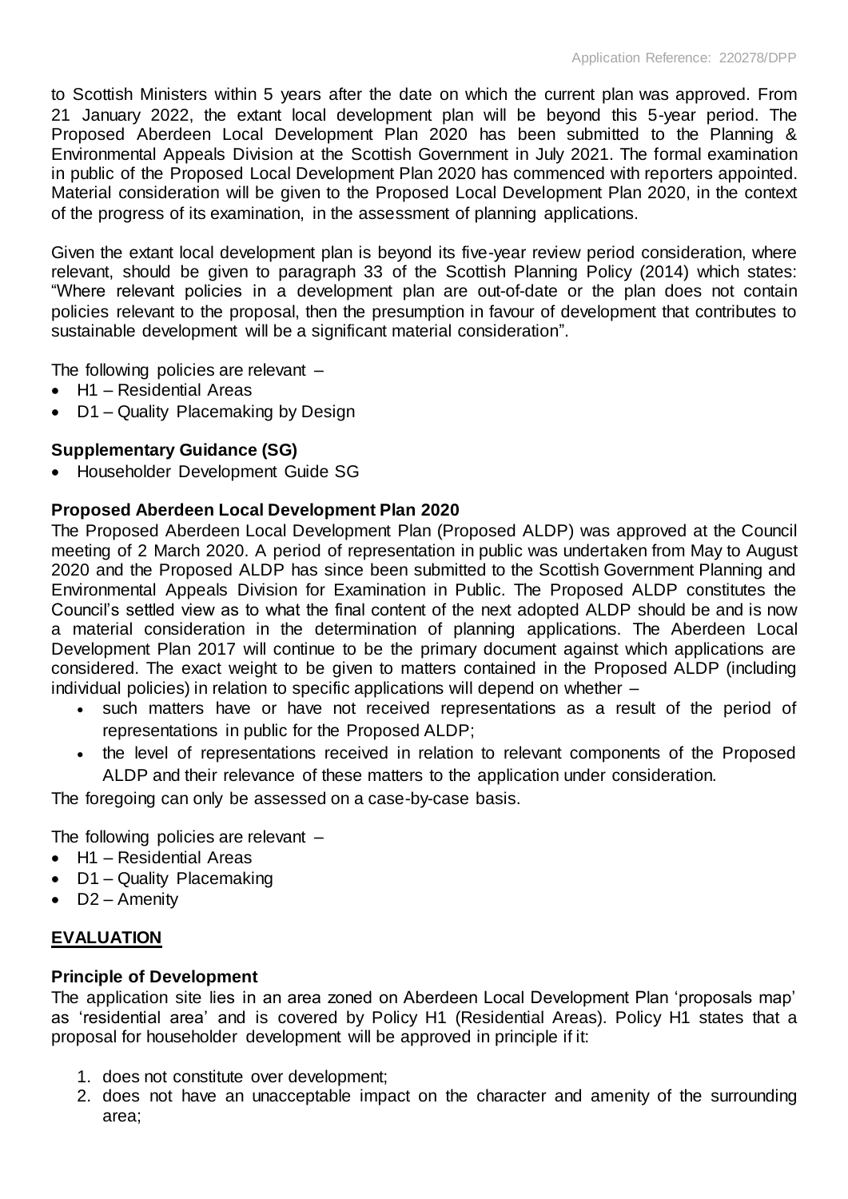to Scottish Ministers within 5 years after the date on which the current plan was approved. From 21 January 2022, the extant local development plan will be beyond this 5-year period. The Proposed Aberdeen Local Development Plan 2020 has been submitted to the Planning & Environmental Appeals Division at the Scottish Government in July 2021. The formal examination in public of the Proposed Local Development Plan 2020 has commenced with reporters appointed. Material consideration will be given to the Proposed Local Development Plan 2020, in the context of the progress of its examination, in the assessment of planning applications.

Given the extant local development plan is beyond its five-year review period consideration, where relevant, should be given to paragraph 33 of the Scottish Planning Policy (2014) which states: "Where relevant policies in a development plan are out-of-date or the plan does not contain policies relevant to the proposal, then the presumption in favour of development that contributes to sustainable development will be a significant material consideration".

The following policies are relevant –

- H1 – Residential Areas
- D1 – Quality Placemaking by Design

**Supplementary Guidance (SG)**

- Householder Development Guide SG

**Proposed Aberdeen Local Development Plan 2020**

The Proposed Aberdeen Local Development Plan (Proposed ALDP) was approved at the Council meeting of 2 March 2020. A period of representation in public was undertaken from May to August 2020 and the Proposed ALDP has since been submitted to the Scottish Government Planning and Environmental Appeals Division for Examination in Public. The Proposed ALDP constitutes the Council's settled view as to what the final content of the next adopted ALDP should be and is now a material consideration in the determination of planning applications. The Aberdeen Local Development Plan 2017 will continue to be the primary document against which applications are considered. The exact weight to be given to matters contained in the Proposed ALDP (including individual policies) in relation to specific applications will depend on whether –

- such matters have or have not received representations as a result of the period of representations in public for the Proposed ALDP;
- the level of representations received in relation to relevant components of the Proposed ALDP and their relevance of these matters to the application under consideration.

The foregoing can only be assessed on a case-by-case basis.

The following policies are relevant –

- H1 – Residential Areas
- D1 – Quality Placemaking
- D2 – Amenity

## EVALUATION

**Principle of Development**

The application site lies in an area zoned on Aberdeen Local Development Plan 'proposals map' as 'residential area' and is covered by Policy H1 (Residential Areas). Policy H1 states that a proposal for householder development will be approved in principle if it:

1. does not constitute over development;
2. does not have an unacceptable impact on the character and amenity of the surrounding area;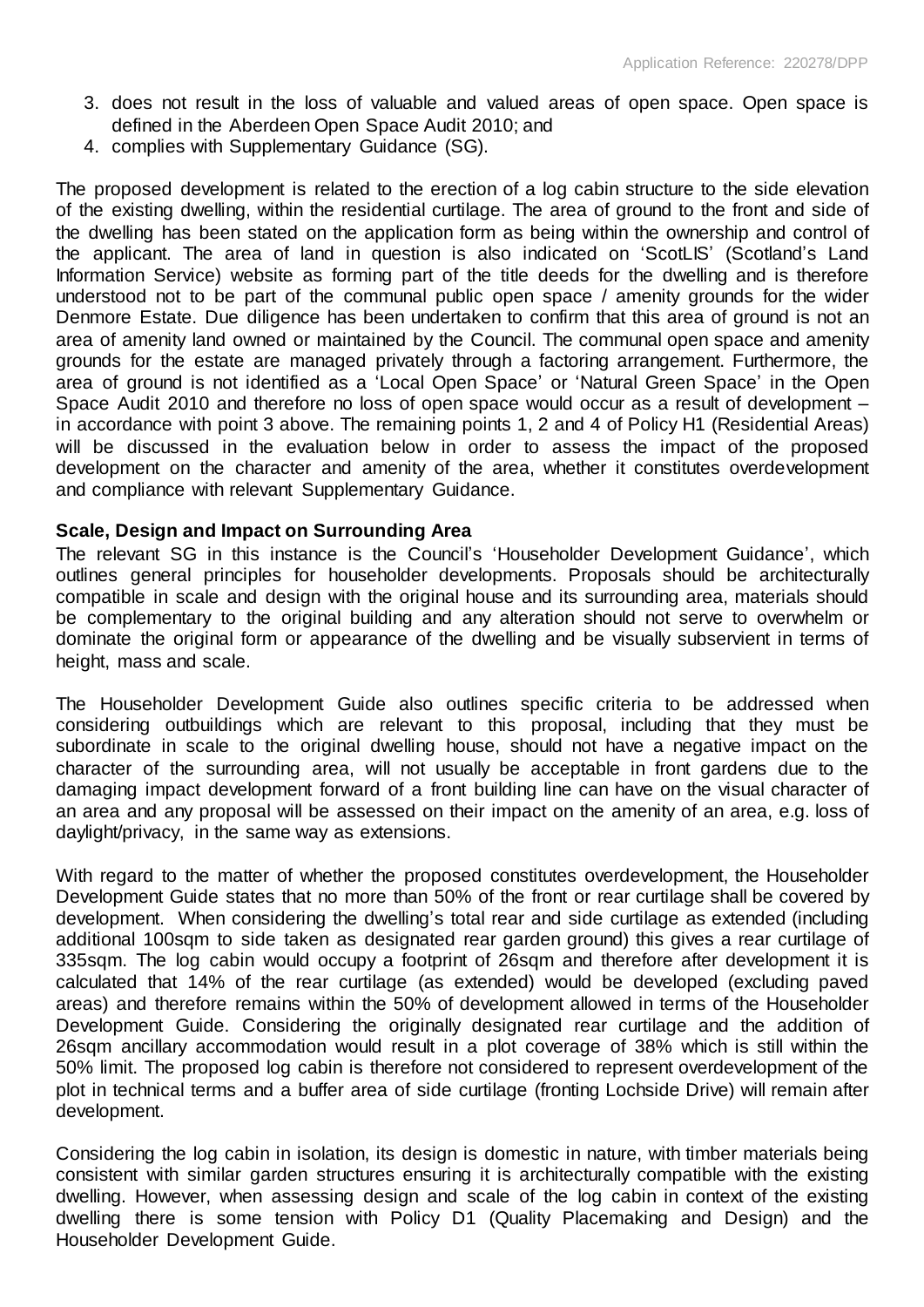3. does not result in the loss of valuable and valued areas of open space. Open space is defined in the Aberdeen Open Space Audit 2010; and
4. complies with Supplementary Guidance (SG).

The proposed development is related to the erection of a log cabin structure to the side elevation of the existing dwelling, within the residential curtilage. The area of ground to the front and side of the dwelling has been stated on the application form as being within the ownership and control of the applicant. The area of land in question is also indicated on 'ScotLIS' (Scotland's Land Information Service) website as forming part of the title deeds for the dwelling and is therefore understood not to be part of the communal public open space / amenity grounds for the wider Denmore Estate. Due diligence has been undertaken to confirm that this area of ground is not an area of amenity land owned or maintained by the Council. The communal open space and amenity grounds for the estate are managed privately through a factoring arrangement. Furthermore, the area of ground is not identified as a 'Local Open Space' or 'Natural Green Space' in the Open Space Audit 2010 and therefore no loss of open space would occur as a result of development – in accordance with point 3 above. The remaining points 1, 2 and 4 of Policy H1 (Residential Areas) will be discussed in the evaluation below in order to assess the impact of the proposed development on the character and amenity of the area, whether it constitutes overdevelopment and compliance with relevant Supplementary Guidance.

**Scale, Design and Impact on Surrounding Area**

The relevant SG in this instance is the Council's 'Householder Development Guidance', which outlines general principles for householder developments. Proposals should be architecturally compatible in scale and design with the original house and its surrounding area, materials should be complementary to the original building and any alteration should not serve to overwhelm or dominate the original form or appearance of the dwelling and be visually subservient in terms of height, mass and scale.

The Householder Development Guide also outlines specific criteria to be addressed when considering outbuildings which are relevant to this proposal, including that they must be subordinate in scale to the original dwelling house, should not have a negative impact on the character of the surrounding area, will not usually be acceptable in front gardens due to the damaging impact development forward of a front building line can have on the visual character of an area and any proposal will be assessed on their impact on the amenity of an area, e.g. loss of daylight/privacy, in the same way as extensions.

With regard to the matter of whether the proposed constitutes overdevelopment, the Householder Development Guide states that no more than 50% of the front or rear curtilage shall be covered by development. When considering the dwelling's total rear and side curtilage as extended (including additional 100sqm to side taken as designated rear garden ground) this gives a rear curtilage of 335sqm. The log cabin would occupy a footprint of 26sqm and therefore after development it is calculated that 14% of the rear curtilage (as extended) would be developed (excluding paved areas) and therefore remains within the 50% of development allowed in terms of the Householder Development Guide. Considering the originally designated rear curtilage and the addition of 26sqm ancillary accommodation would result in a plot coverage of 38% which is still within the 50% limit. The proposed log cabin is therefore not considered to represent overdevelopment of the plot in technical terms and a buffer area of side curtilage (fronting Lochside Drive) will remain after development.

Considering the log cabin in isolation, its design is domestic in nature, with timber materials being consistent with similar garden structures ensuring it is architecturally compatible with the existing dwelling. However, when assessing design and scale of the log cabin in context of the existing dwelling there is some tension with Policy D1 (Quality Placemaking and Design) and the Householder Development Guide.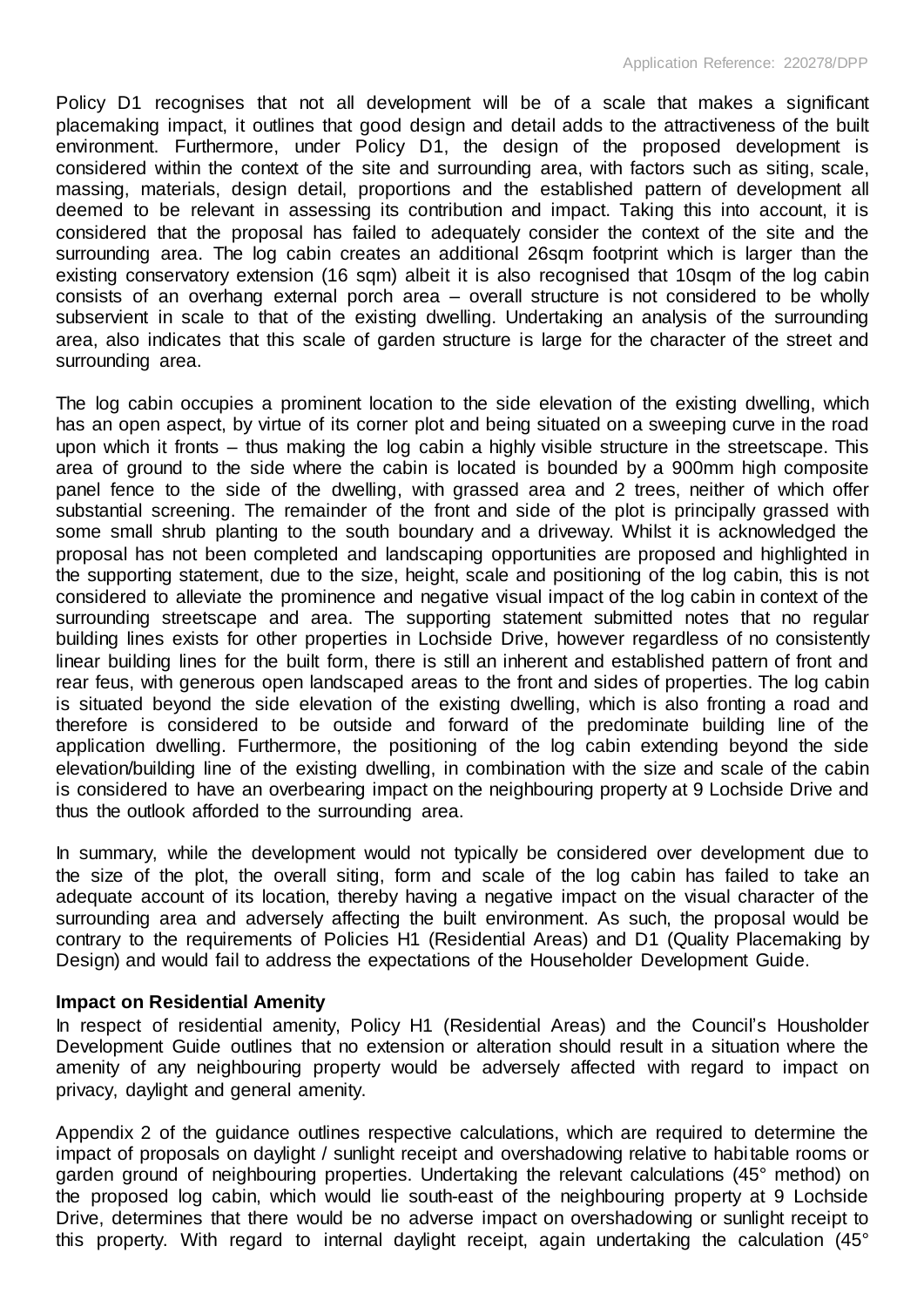Policy D1 recognises that not all development will be of a scale that makes a significant placemaking impact, it outlines that good design and detail adds to the attractiveness of the built environment. Furthermore, under Policy D1, the design of the proposed development is considered within the context of the site and surrounding area, with factors such as siting, scale, massing, materials, design detail, proportions and the established pattern of development all deemed to be relevant in assessing its contribution and impact. Taking this into account, it is considered that the proposal has failed to adequately consider the context of the site and the surrounding area. The log cabin creates an additional 26sqm footprint which is larger than the existing conservatory extension (16 sqm) albeit it is also recognised that 10sqm of the log cabin consists of an overhang external porch area – overall structure is not considered to be wholly subservient in scale to that of the existing dwelling. Undertaking an analysis of the surrounding area, also indicates that this scale of garden structure is large for the character of the street and surrounding area.

The log cabin occupies a prominent location to the side elevation of the existing dwelling, which has an open aspect, by virtue of its corner plot and being situated on a sweeping curve in the road upon which it fronts – thus making the log cabin a highly visible structure in the streetscape. This area of ground to the side where the cabin is located is bounded by a 900mm high composite panel fence to the side of the dwelling, with grassed area and 2 trees, neither of which offer substantial screening. The remainder of the front and side of the plot is principally grassed with some small shrub planting to the south boundary and a driveway. Whilst it is acknowledged the proposal has not been completed and landscaping opportunities are proposed and highlighted in the supporting statement, due to the size, height, scale and positioning of the log cabin, this is not considered to alleviate the prominence and negative visual impact of the log cabin in context of the surrounding streetscape and area. The supporting statement submitted notes that no regular building lines exists for other properties in Lochside Drive, however regardless of no consistently linear building lines for the built form, there is still an inherent and established pattern of front and rear feus, with generous open landscaped areas to the front and sides of properties. The log cabin is situated beyond the side elevation of the existing dwelling, which is also fronting a road and therefore is considered to be outside and forward of the predominate building line of the application dwelling. Furthermore, the positioning of the log cabin extending beyond the side elevation/building line of the existing dwelling, in combination with the size and scale of the cabin is considered to have an overbearing impact on the neighbouring property at 9 Lochside Drive and thus the outlook afforded to the surrounding area.

In summary, while the development would not typically be considered over development due to the size of the plot, the overall siting, form and scale of the log cabin has failed to take an adequate account of its location, thereby having a negative impact on the visual character of the surrounding area and adversely affecting the built environment. As such, the proposal would be contrary to the requirements of Policies H1 (Residential Areas) and D1 (Quality Placemaking by Design) and would fail to address the expectations of the Householder Development Guide.

**Impact on Residential Amenity**

In respect of residential amenity, Policy H1 (Residential Areas) and the Council's Housholder Development Guide outlines that no extension or alteration should result in a situation where the amenity of any neighbouring property would be adversely affected with regard to impact on privacy, daylight and general amenity.

Appendix 2 of the guidance outlines respective calculations, which are required to determine the impact of proposals on daylight / sunlight receipt and overshadowing relative to habitable rooms or garden ground of neighbouring properties. Undertaking the relevant calculations (45° method) on the proposed log cabin, which would lie south-east of the neighbouring property at 9 Lochside Drive, determines that there would be no adverse impact on overshadowing or sunlight receipt to this property. With regard to internal daylight receipt, again undertaking the calculation (45°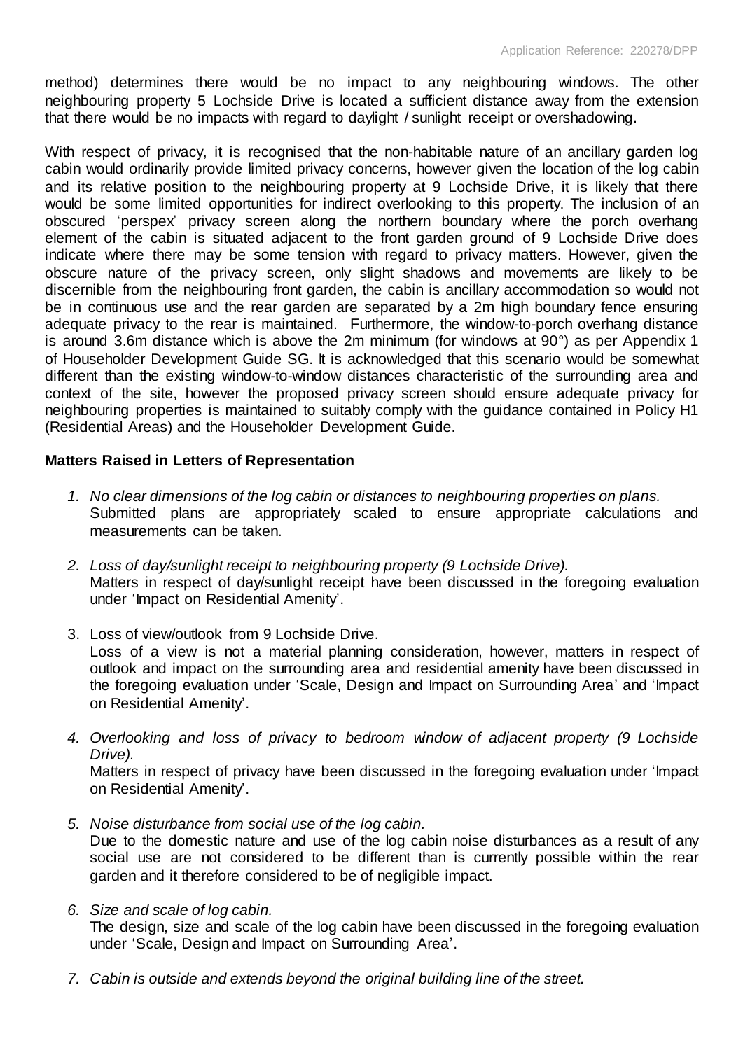method) determines there would be no impact to any neighbouring windows. The other neighbouring property 5 Lochside Drive is located a sufficient distance away from the extension that there would be no impacts with regard to daylight / sunlight receipt or overshadowing.

With respect of privacy, it is recognised that the non-habitable nature of an ancillary garden log cabin would ordinarily provide limited privacy concerns, however given the location of the log cabin and its relative position to the neighbouring property at 9 Lochside Drive, it is likely that there would be some limited opportunities for indirect overlooking to this property. The inclusion of an obscured 'perspex' privacy screen along the northern boundary where the porch overhang element of the cabin is situated adjacent to the front garden ground of 9 Lochside Drive does indicate where there may be some tension with regard to privacy matters. However, given the obscure nature of the privacy screen, only slight shadows and movements are likely to be discernible from the neighbouring front garden, the cabin is ancillary accommodation so would not be in continuous use and the rear garden are separated by a 2m high boundary fence ensuring adequate privacy to the rear is maintained. Furthermore, the window-to-porch overhang distance is around 3.6m distance which is above the 2m minimum (for windows at 90°) as per Appendix 1 of Householder Development Guide SG. It is acknowledged that this scenario would be somewhat different than the existing window-to-window distances characteristic of the surrounding area and context of the site, however the proposed privacy screen should ensure adequate privacy for neighbouring properties is maintained to suitably comply with the guidance contained in Policy H1 (Residential Areas) and the Householder Development Guide.

**Matters Raised in Letters of Representation**

1. *No clear dimensions of the log cabin or distances to neighbouring properties on plans.*
   Submitted plans are appropriately scaled to ensure appropriate calculations and measurements can be taken.

2. *Loss of day/sunlight receipt to neighbouring property (9 Lochside Drive).*
   Matters in respect of day/sunlight receipt have been discussed in the foregoing evaluation under 'Impact on Residential Amenity'.

3. Loss of view/outlook from 9 Lochside Drive.
   Loss of a view is not a material planning consideration, however, matters in respect of outlook and impact on the surrounding area and residential amenity have been discussed in the foregoing evaluation under 'Scale, Design and Impact on Surrounding Area' and 'Impact on Residential Amenity'.

4. *Overlooking and loss of privacy to bedroom window of adjacent property (9 Lochside Drive).*
   Matters in respect of privacy have been discussed in the foregoing evaluation under 'Impact on Residential Amenity'.

5. *Noise disturbance from social use of the log cabin.*
   Due to the domestic nature and use of the log cabin noise disturbances as a result of any social use are not considered to be different than is currently possible within the rear garden and it therefore considered to be of negligible impact.

6. *Size and scale of log cabin.*
   The design, size and scale of the log cabin have been discussed in the foregoing evaluation under 'Scale, Design and Impact on Surrounding Area'.

7. *Cabin is outside and extends beyond the original building line of the street.*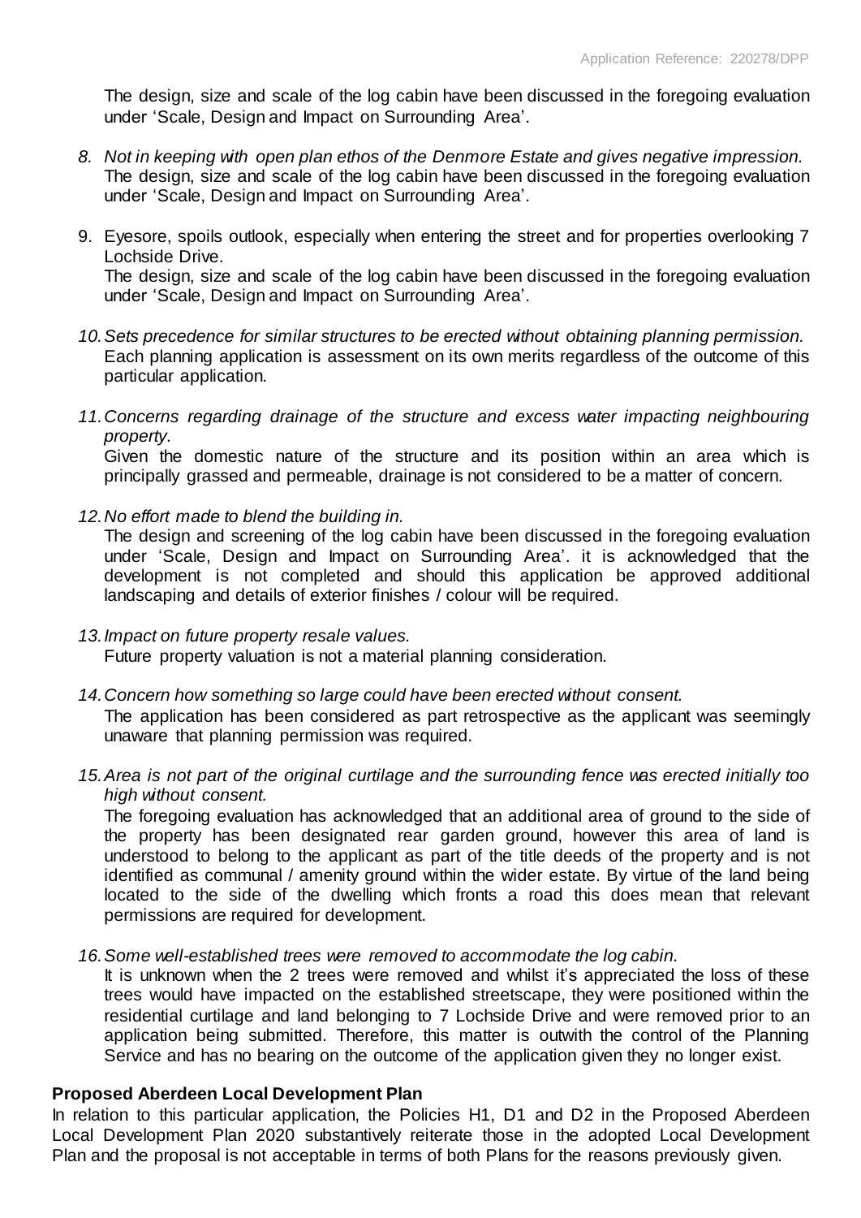The design, size and scale of the log cabin have been discussed in the foregoing evaluation under 'Scale, Design and Impact on Surrounding Area'.

8. *Not in keeping with open plan ethos of the Denmore Estate and gives negative impression.*
   The design, size and scale of the log cabin have been discussed in the foregoing evaluation under 'Scale, Design and Impact on Surrounding Area'.

9. Eyesore, spoils outlook, especially when entering the street and for properties overlooking 7 Lochside Drive.
   The design, size and scale of the log cabin have been discussed in the foregoing evaluation under 'Scale, Design and Impact on Surrounding Area'.

10. *Sets precedence for similar structures to be erected without obtaining planning permission.*
    Each planning application is assessment on its own merits regardless of the outcome of this particular application.

11. *Concerns regarding drainage of the structure and excess water impacting neighbouring property.*
    Given the domestic nature of the structure and its position within an area which is principally grassed and permeable, drainage is not considered to be a matter of concern.

12. *No effort made to blend the building in.*
    The design and screening of the log cabin have been discussed in the foregoing evaluation under 'Scale, Design and Impact on Surrounding Area'. it is acknowledged that the development is not completed and should this application be approved additional landscaping and details of exterior finishes / colour will be required.

13. *Impact on future property resale values.*
    Future property valuation is not a material planning consideration.

14. *Concern how something so large could have been erected without consent.*
    The application has been considered as part retrospective as the applicant was seemingly unaware that planning permission was required.

15. *Area is not part of the original curtilage and the surrounding fence was erected initially too high without consent.*
    The foregoing evaluation has acknowledged that an additional area of ground to the side of the property has been designated rear garden ground, however this area of land is understood to belong to the applicant as part of the title deeds of the property and is not identified as communal / amenity ground within the wider estate. By virtue of the land being located to the side of the dwelling which fronts a road this does mean that relevant permissions are required for development.

16. *Some well-established trees were removed to accommodate the log cabin.*
    It is unknown when the 2 trees were removed and whilst it's appreciated the loss of these trees would have impacted on the established streetscape, they were positioned within the residential curtilage and land belonging to 7 Lochside Drive and were removed prior to an application being submitted. Therefore, this matter is outwith the control of the Planning Service and has no bearing on the outcome of the application given they no longer exist.

**Proposed Aberdeen Local Development Plan**

In relation to this particular application, the Policies H1, D1 and D2 in the Proposed Aberdeen Local Development Plan 2020 substantively reiterate those in the adopted Local Development Plan and the proposal is not acceptable in terms of both Plans for the reasons previously given.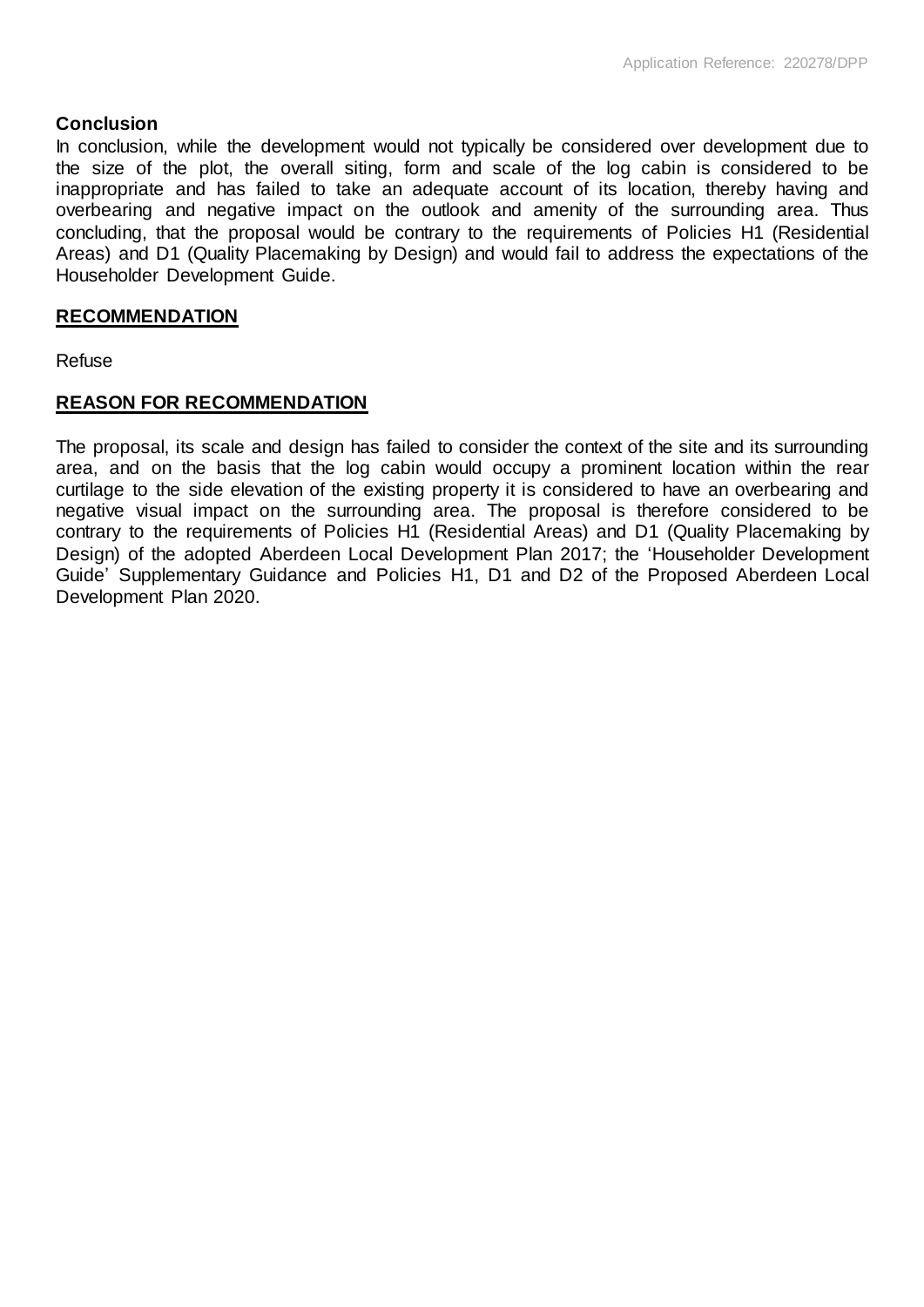**Conclusion**

In conclusion, while the development would not typically be considered over development due to the size of the plot, the overall siting, form and scale of the log cabin is considered to be inappropriate and has failed to take an adequate account of its location, thereby having and overbearing and negative impact on the outlook and amenity of the surrounding area. Thus concluding, that the proposal would be contrary to the requirements of Policies H1 (Residential Areas) and D1 (Quality Placemaking by Design) and would fail to address the expectations of the Householder Development Guide.

**RECOMMENDATION**

Refuse

**REASON FOR RECOMMENDATION**

The proposal, its scale and design has failed to consider the context of the site and its surrounding area, and on the basis that the log cabin would occupy a prominent location within the rear curtilage to the side elevation of the existing property it is considered to have an overbearing and negative visual impact on the surrounding area. The proposal is therefore considered to be contrary to the requirements of Policies H1 (Residential Areas) and D1 (Quality Placemaking by Design) of the adopted Aberdeen Local Development Plan 2017; the 'Householder Development Guide' Supplementary Guidance and Policies H1, D1 and D2 of the Proposed Aberdeen Local Development Plan 2020.